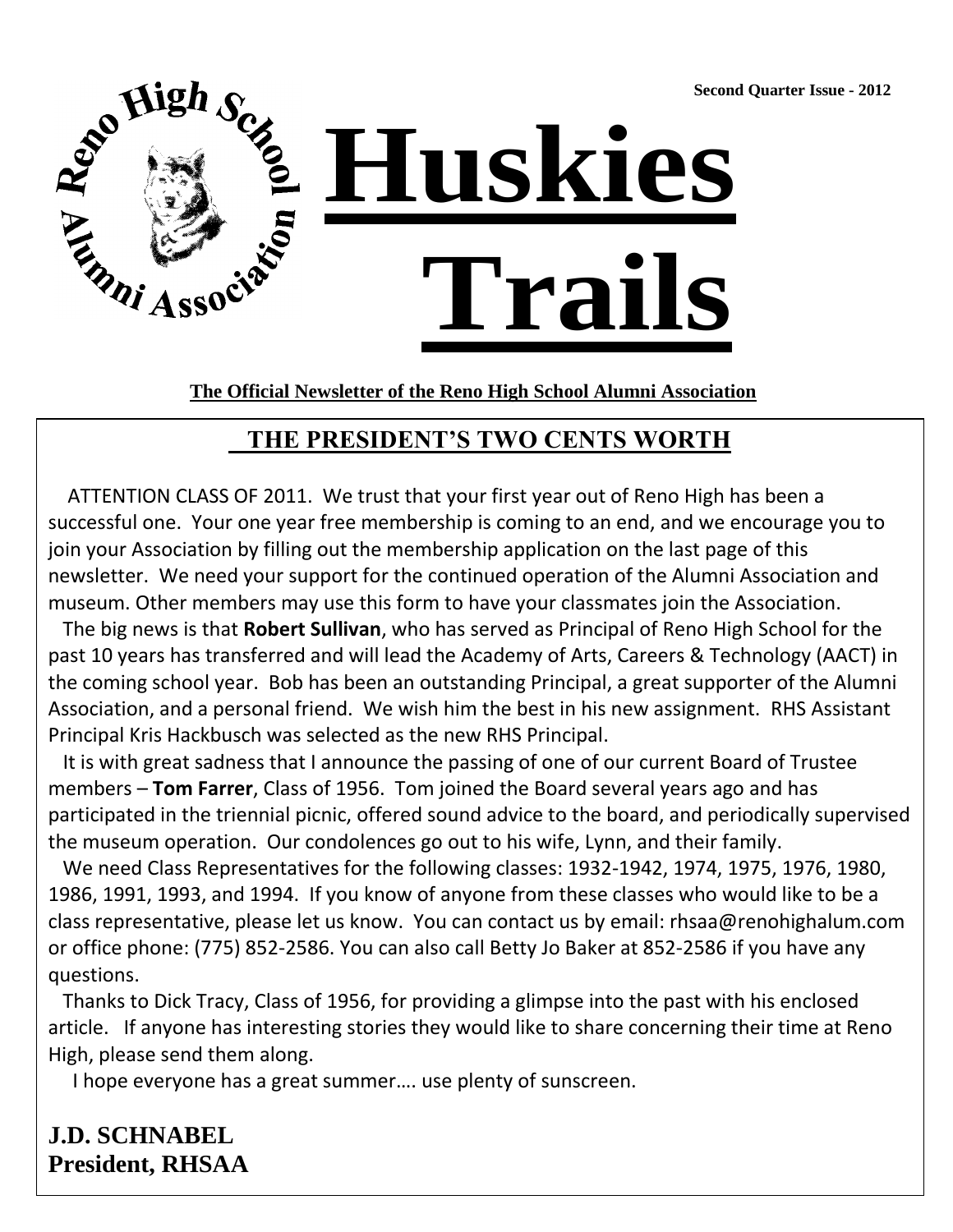Second Quarter Issue - 2012

Reno High School Alumni Association

# Huskies Trails

**The Official Newsletter of the Reno High School Alumni Association**

## THE PRESIDENT'S TWO CENTS WORTH

ATTENTION CLASS OF 2011. We trust that your first year out of Reno High has been a successful one. Your one year free membership is coming to an end, and we encourage you to join your Association by filling out the membership application on the last page of this newsletter. We need your support for the continued operation of the Alumni Association and museum. Other members may use this form to have your classmates join the Association.

The big news is that **Robert Sullivan**, who has served as Principal of Reno High School for the past 10 years has transferred and will lead the Academy of Arts, Careers & Technology (AACT) in the coming school year. Bob has been an outstanding Principal, a great supporter of the Alumni Association, and a personal friend. We wish him the best in his new assignment. RHS Assistant Principal Kris Hackbusch was selected as the new RHS Principal.

It is with great sadness that I announce the passing of one of our current Board of Trustee members – **Tom Farrer**, Class of 1956. Tom joined the Board several years ago and has participated in the triennial picnic, offered sound advice to the board, and periodically supervised the museum operation. Our condolences go out to his wife, Lynn, and their family.

We need Class Representatives for the following classes: 1932-1942, 1974, 1975, 1976, 1980, 1986, 1991, 1993, and 1994. If you know of anyone from these classes who would like to be a class representative, please let us know. You can contact us by email: rhsaa@renohighalum.com or office phone: (775) 852-2586. You can also call Betty Jo Baker at 852-2586 if you have any questions.

Thanks to Dick Tracy, Class of 1956, for providing a glimpse into the past with his enclosed article. If anyone has interesting stories they would like to share concerning their time at Reno High, please send them along.

I hope everyone has a great summer…. use plenty of sunscreen.

**J.D. SCHNABEL**
**President, RHSAA**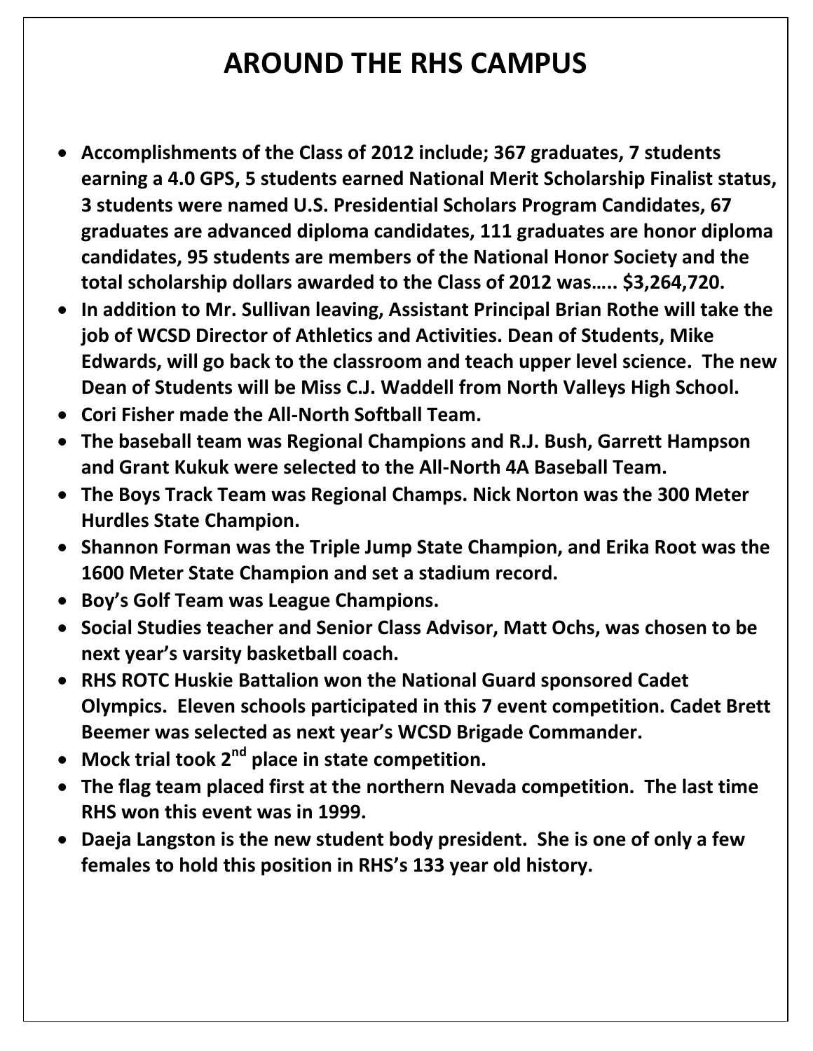# AROUND THE RHS CAMPUS

- **Accomplishments of the Class of 2012 include; 367 graduates, 7 students earning a 4.0 GPS, 5 students earned National Merit Scholarship Finalist status, 3 students were named U.S. Presidential Scholars Program Candidates, 67 graduates are advanced diploma candidates, 111 graduates are honor diploma candidates, 95 students are members of the National Honor Society and the total scholarship dollars awarded to the Class of 2012 was….. $3,264,720.**
- **In addition to Mr. Sullivan leaving, Assistant Principal Brian Rothe will take the job of WCSD Director of Athletics and Activities. Dean of Students, Mike Edwards, will go back to the classroom and teach upper level science. The new Dean of Students will be Miss C.J. Waddell from North Valleys High School.**
- **Cori Fisher made the All-North Softball Team.**
- **The baseball team was Regional Champions and R.J. Bush, Garrett Hampson and Grant Kukuk were selected to the All-North 4A Baseball Team.**
- **The Boys Track Team was Regional Champs. Nick Norton was the 300 Meter Hurdles State Champion.**
- **Shannon Forman was the Triple Jump State Champion, and Erika Root was the 1600 Meter State Champion and set a stadium record.**
- **Boy's Golf Team was League Champions.**
- **Social Studies teacher and Senior Class Advisor, Matt Ochs, was chosen to be next year's varsity basketball coach.**
- **RHS ROTC Huskie Battalion won the National Guard sponsored Cadet Olympics. Eleven schools participated in this 7 event competition. Cadet Brett Beemer was selected as next year's WCSD Brigade Commander.**
- **Mock trial took 2nd place in state competition.**
- **The flag team placed first at the northern Nevada competition. The last time RHS won this event was in 1999.**
- **Daeja Langston is the new student body president. She is one of only a few females to hold this position in RHS's 133 year old history.**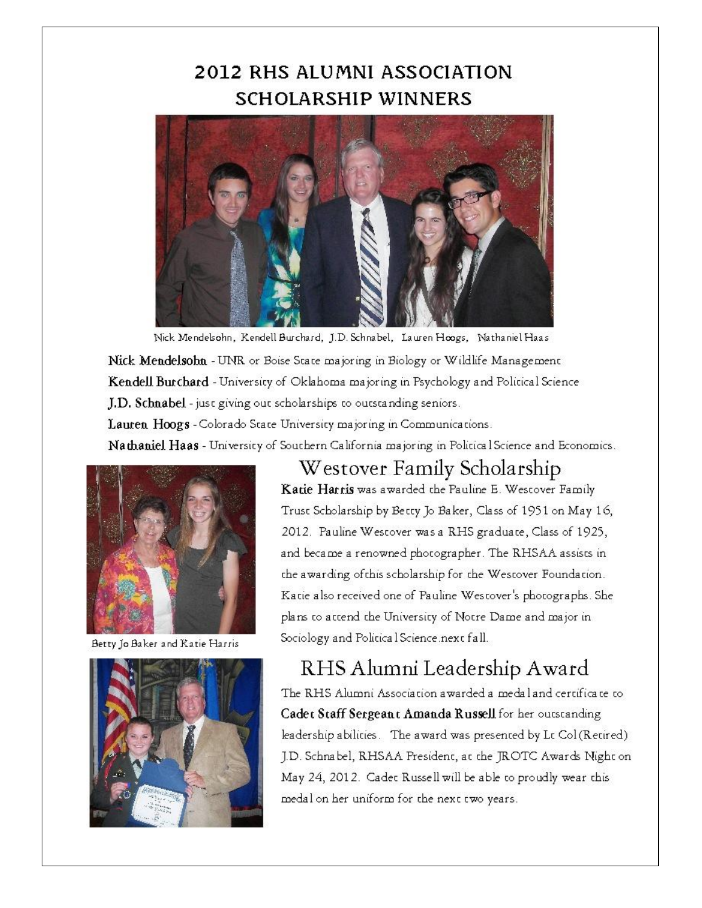# 2012 RHS ALUMNI ASSOCIATION SCHOLARSHIP WINNERS

Nick Mendelsohn, Kendell Burchard, J.D. Schnabel, Lauren Hoogs, Nathaniel Haas

**Nick Mendelsohn** - UNR or Boise State majoring in Biology or Wildlife Management

**Kendell Burchard** - University of Oklahoma majoring in Psychology and Political Science

**J.D. Schnabel** - just giving out scholarships to outstanding seniors.

**Lauren Hoogs** - Colorado State University majoring in Communications.

**Nathaniel Haas** - University of Southern California majoring in Political Science and Economics.

## Westover Family Scholarship

**Katie Harris** was awarded the Pauline E. Westover Family Trust Scholarship by Betty Jo Baker, Class of 1951 on May 16, 2012. Pauline Westover was a RHS graduate, Class of 1925, and became a renowned photographer. The RHSAA assists in the awarding of this scholarship for the Westover Foundation. Katie also received one of Pauline Westover's photographs. She plans to attend the University of Notre Dame and major in Sociology and Political Science next fall.

Betty Jo Baker and Katie Harris

## RHS Alumni Leadership Award

The RHS Alumni Association awarded a medal and certificate to **Cadet Staff Sergeant Amanda Russell** for her outstanding leadership abilities. The award was presented by Lt Col (Retired) J.D. Schnabel, RHSAA President, at the JROTC Awards Night on May 24, 2012. Cadet Russell will be able to proudly wear this medal on her uniform for the next two years.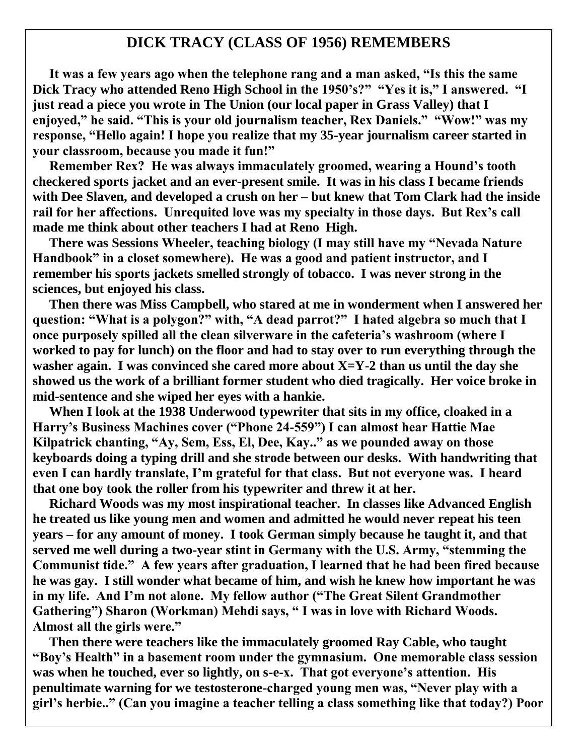## DICK TRACY (CLASS OF 1956) REMEMBERS

**It was a few years ago when the telephone rang and a man asked, "Is this the same Dick Tracy who attended Reno High School in the 1950's?" "Yes it is," I answered. "I just read a piece you wrote in The Union (our local paper in Grass Valley) that I enjoyed," he said. "This is your old journalism teacher, Rex Daniels." "Wow!" was my response, "Hello again! I hope you realize that my 35-year journalism career started in your classroom, because you made it fun!"**

**Remember Rex? He was always immaculately groomed, wearing a Hound's tooth checkered sports jacket and an ever-present smile. It was in his class I became friends with Dee Slaven, and developed a crush on her – but knew that Tom Clark had the inside rail for her affections. Unrequited love was my specialty in those days. But Rex's call made me think about other teachers I had at Reno High.**

**There was Sessions Wheeler, teaching biology (I may still have my "Nevada Nature Handbook" in a closet somewhere). He was a good and patient instructor, and I remember his sports jackets smelled strongly of tobacco. I was never strong in the sciences, but enjoyed his class.**

**Then there was Miss Campbell, who stared at me in wonderment when I answered her question: "What is a polygon?" with, "A dead parrot?" I hated algebra so much that I once purposely spilled all the clean silverware in the cafeteria's washroom (where I worked to pay for lunch) on the floor and had to stay over to run everything through the washer again. I was convinced she cared more about X=Y-2 than us until the day she showed us the work of a brilliant former student who died tragically. Her voice broke in mid-sentence and she wiped her eyes with a hankie.**

**When I look at the 1938 Underwood typewriter that sits in my office, cloaked in a Harry's Business Machines cover ("Phone 24-559") I can almost hear Hattie Mae Kilpatrick chanting, "Ay, Sem, Ess, El, Dee, Kay.." as we pounded away on those keyboards doing a typing drill and she strode between our desks. With handwriting that even I can hardly translate, I'm grateful for that class. But not everyone was. I heard that one boy took the roller from his typewriter and threw it at her.**

**Richard Woods was my most inspirational teacher. In classes like Advanced English he treated us like young men and women and admitted he would never repeat his teen years – for any amount of money. I took German simply because he taught it, and that served me well during a two-year stint in Germany with the U.S. Army, "stemming the Communist tide." A few years after graduation, I learned that he had been fired because he was gay. I still wonder what became of him, and wish he knew how important he was in my life. And I'm not alone. My fellow author ("The Great Silent Grandmother Gathering") Sharon (Workman) Mehdi says, " I was in love with Richard Woods. Almost all the girls were."**

**Then there were teachers like the immaculately groomed Ray Cable, who taught "Boy's Health" in a basement room under the gymnasium. One memorable class session was when he touched, ever so lightly, on s-e-x. That got everyone's attention. His penultimate warning for we testosterone-charged young men was, "Never play with a girl's herbie.." (Can you imagine a teacher telling a class something like that today?) Poor**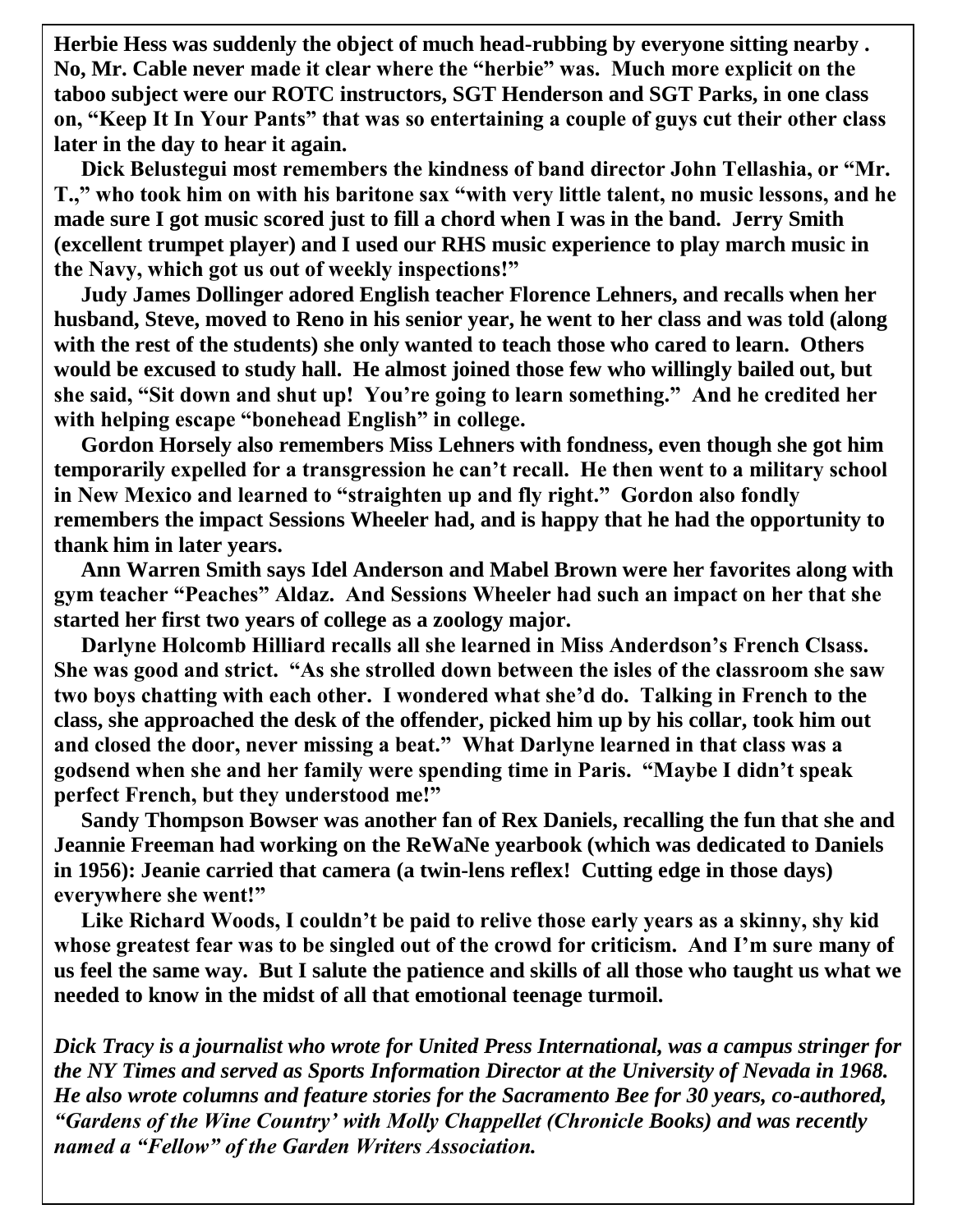**Herbie Hess was suddenly the object of much head-rubbing by everyone sitting nearby . No, Mr. Cable never made it clear where the "herbie" was. Much more explicit on the taboo subject were our ROTC instructors, SGT Henderson and SGT Parks, in one class on, "Keep It In Your Pants" that was so entertaining a couple of guys cut their other class later in the day to hear it again.**

**Dick Belustegui most remembers the kindness of band director John Tellashia, or "Mr. T.," who took him on with his baritone sax "with very little talent, no music lessons, and he made sure I got music scored just to fill a chord when I was in the band. Jerry Smith (excellent trumpet player) and I used our RHS music experience to play march music in the Navy, which got us out of weekly inspections!"**

**Judy James Dollinger adored English teacher Florence Lehners, and recalls when her husband, Steve, moved to Reno in his senior year, he went to her class and was told (along with the rest of the students) she only wanted to teach those who cared to learn. Others would be excused to study hall. He almost joined those few who willingly bailed out, but she said, "Sit down and shut up! You're going to learn something." And he credited her with helping escape "bonehead English" in college.**

**Gordon Horsely also remembers Miss Lehners with fondness, even though she got him temporarily expelled for a transgression he can't recall. He then went to a military school in New Mexico and learned to "straighten up and fly right." Gordon also fondly remembers the impact Sessions Wheeler had, and is happy that he had the opportunity to thank him in later years.**

**Ann Warren Smith says Idel Anderson and Mabel Brown were her favorites along with gym teacher "Peaches" Aldaz. And Sessions Wheeler had such an impact on her that she started her first two years of college as a zoology major.**

**Darlyne Holcomb Hilliard recalls all she learned in Miss Anderdson's French Clsass. She was good and strict. "As she strolled down between the isles of the classroom she saw two boys chatting with each other. I wondered what she'd do. Talking in French to the class, she approached the desk of the offender, picked him up by his collar, took him out and closed the door, never missing a beat." What Darlyne learned in that class was a godsend when she and her family were spending time in Paris. "Maybe I didn't speak perfect French, but they understood me!"**

**Sandy Thompson Bowser was another fan of Rex Daniels, recalling the fun that she and Jeannie Freeman had working on the ReWaNe yearbook (which was dedicated to Daniels in 1956): Jeanie carried that camera (a twin-lens reflex! Cutting edge in those days) everywhere she went!"**

**Like Richard Woods, I couldn't be paid to relive those early years as a skinny, shy kid whose greatest fear was to be singled out of the crowd for criticism. And I'm sure many of us feel the same way. But I salute the patience and skills of all those who taught us what we needed to know in the midst of all that emotional teenage turmoil.**

***Dick Tracy is a journalist who wrote for United Press International, was a campus stringer for the NY Times and served as Sports Information Director at the University of Nevada in 1968. He also wrote columns and feature stories for the Sacramento Bee for 30 years, co-authored, "Gardens of the Wine Country' with Molly Chappellet (Chronicle Books) and was recently named a "Fellow" of the Garden Writers Association.***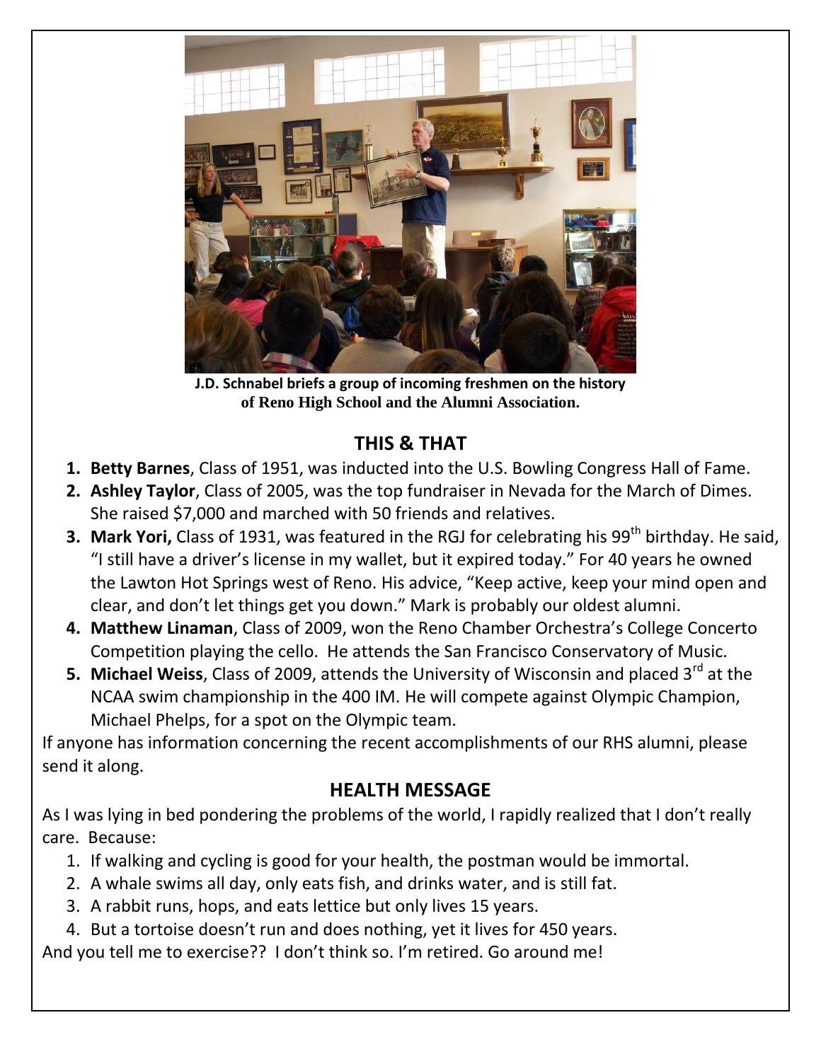J.D. Schnabel briefs a group of incoming freshmen on the history of Reno High School and the Alumni Association.

## THIS & THAT

1. **Betty Barnes**, Class of 1951, was inducted into the U.S. Bowling Congress Hall of Fame.
2. **Ashley Taylor**, Class of 2005, was the top fundraiser in Nevada for the March of Dimes. She raised $7,000 and marched with 50 friends and relatives.
3. **Mark Yori,** Class of 1931, was featured in the RGJ for celebrating his 99th birthday. He said, "I still have a driver's license in my wallet, but it expired today." For 40 years he owned the Lawton Hot Springs west of Reno. His advice, "Keep active, keep your mind open and clear, and don't let things get you down." Mark is probably our oldest alumni.
4. **Matthew Linaman**, Class of 2009, won the Reno Chamber Orchestra's College Concerto Competition playing the cello. He attends the San Francisco Conservatory of Music.
5. **Michael Weiss**, Class of 2009, attends the University of Wisconsin and placed 3rd at the NCAA swim championship in the 400 IM. He will compete against Olympic Champion, Michael Phelps, for a spot on the Olympic team.

If anyone has information concerning the recent accomplishments of our RHS alumni, please send it along.

## HEALTH MESSAGE

As I was lying in bed pondering the problems of the world, I rapidly realized that I don't really care. Because:

1. If walking and cycling is good for your health, the postman would be immortal.
2. A whale swims all day, only eats fish, and drinks water, and is still fat.
3. A rabbit runs, hops, and eats lettice but only lives 15 years.
4. But a tortoise doesn't run and does nothing, yet it lives for 450 years.

And you tell me to exercise?? I don't think so. I'm retired. Go around me!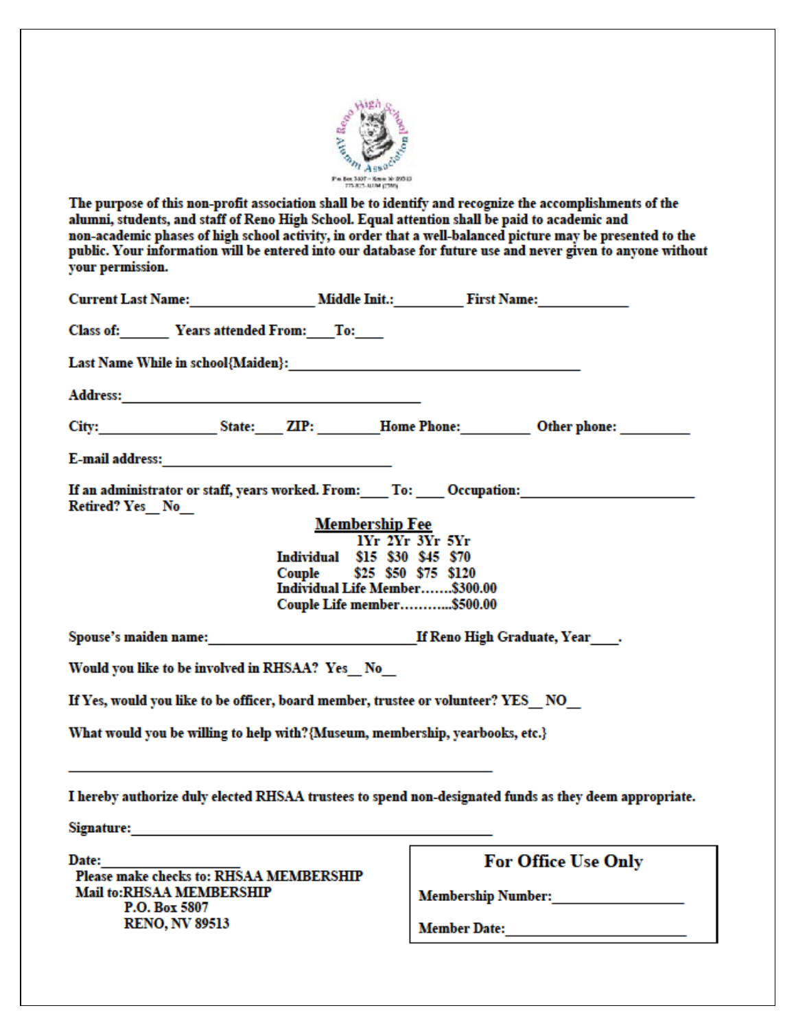The purpose of this non-profit association shall be to identify and recognize the accomplishments of the alumni, students, and staff of Reno High School. Equal attention shall be paid to academic and non-academic phases of high school activity, in order that a well-balanced picture may be presented to the public. Your information will be entered into our database for future use and never given to anyone without your permission.

**Current Last Name:_________________ Middle Init.:__________ First Name:_____________**

**Class of:_______ Years attended From:____To:____**

**Last Name While in school{Maiden}:________________________________________**

**Address:_____________________________________________**

**City:________________ State:____ ZIP: _________Home Phone:__________ Other phone: __________**

**E-mail address:________________________________**

**If an administrator or staff, years worked. From:____ To: ____ Occupation:________________________**
**Retired? Yes__ No__**

**Membership Fee**

| | 1Yr | 2Yr | 3Yr | 5Yr |
|---|---|---|---|---|
| Individual | $15 | $30 | $45 | $70 |
| Couple | $25 | $50 | $75 | $120 |

**Individual Life Member…….$300.00**
**Couple Life member………..$500.00**

**Spouse's maiden name:_____________________________If Reno High Graduate, Year____.**

**Would you like to be involved in RHSAA? Yes__ No__**

**If Yes, would you like to be officer, board member, trustee or volunteer? YES__ NO__**

**What would you be willing to help with?{Museum, membership, yearbooks, etc.}**

**_____________________________________________________________**

**I hereby authorize duly elected RHSAA trustees to spend non-designated funds as they deem appropriate.**

**Signature:_____________________________________________________**

**Date:___________________**
**Please make checks to: RHSAA MEMBERSHIP**
**Mail to:RHSAA MEMBERSHIP**
**P.O. Box 5807**
**RENO, NV 89513**

**For Office Use Only**

**Membership Number:___________________**

**Member Date:_________________________**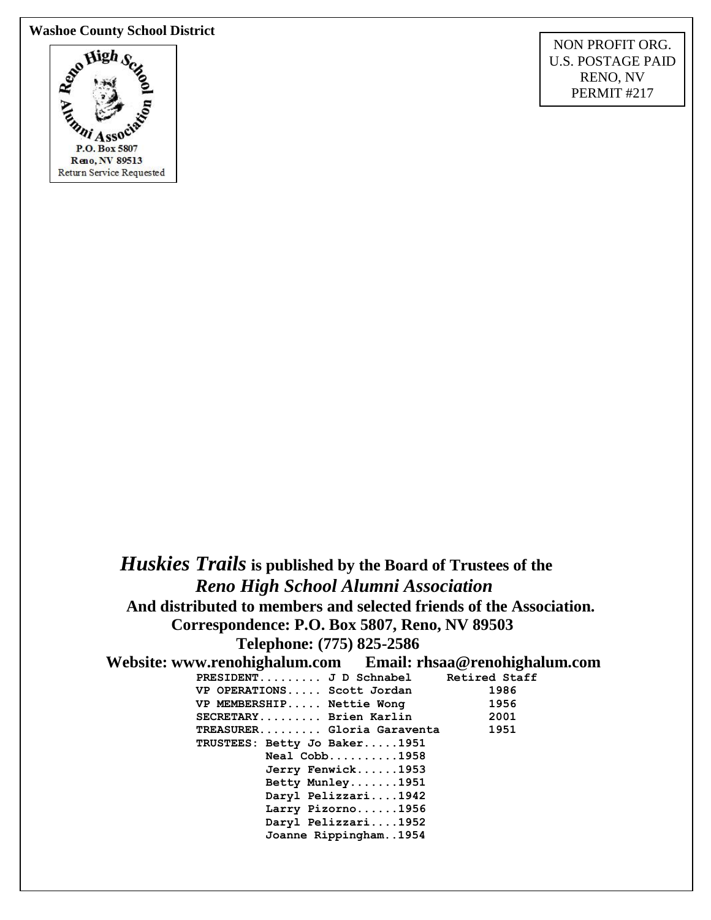**Washoe County School District**

Reno High School Alumni Association
P.O. Box 5807
Reno, NV 89513
Return Service Requested

NON PROFIT ORG.
U.S. POSTAGE PAID
RENO, NV
PERMIT #217

***Huskies Trails*** **is published by the Board of Trustees of the**
***Reno High School Alumni Association***
**And distributed to members and selected friends of the Association.**
**Correspondence: P.O. Box 5807, Reno, NV 89503**
**Telephone: (775) 825-2586**
**Website: www.renohighalum.com Email: rhsaa@renohighalum.com**

```
PRESIDENT......... J D Schnabel     Retired Staff
VP OPERATIONS..... Scott Jordan          1986
VP MEMBERSHIP..... Nettie Wong           1956
SECRETARY......... Brien Karlin          2001
TREASURER......... Gloria Garaventa      1951
TRUSTEES: Betty Jo Baker.....1951
          Neal Cobb..........1958
          Jerry Fenwick......1953
          Betty Munley.......1951
          Daryl Pelizzari....1942
          Larry Pizorno......1956
          Daryl Pelizzari....1952
          Joanne Rippingham..1954
```